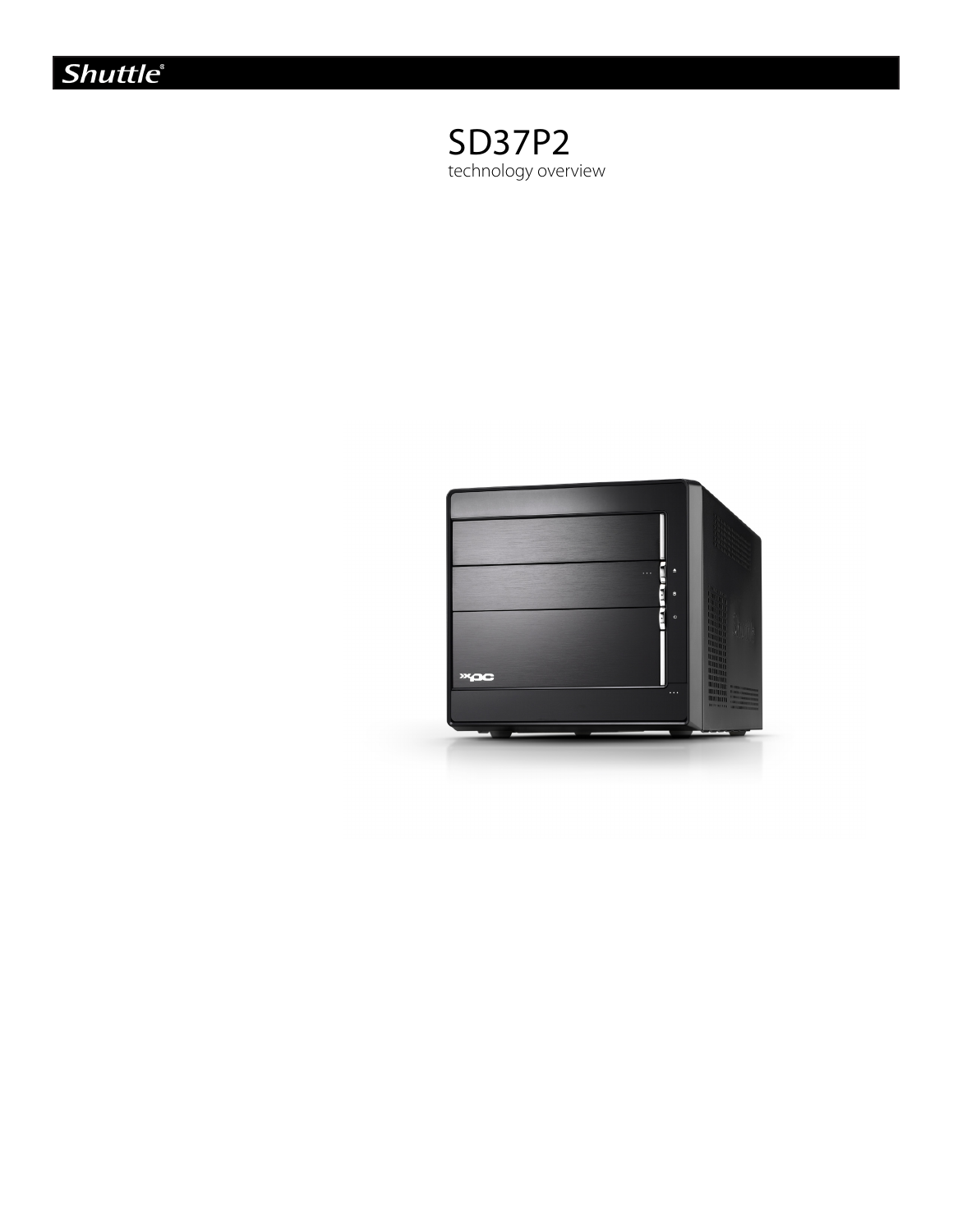Shuttle

# SD37P2

technology overview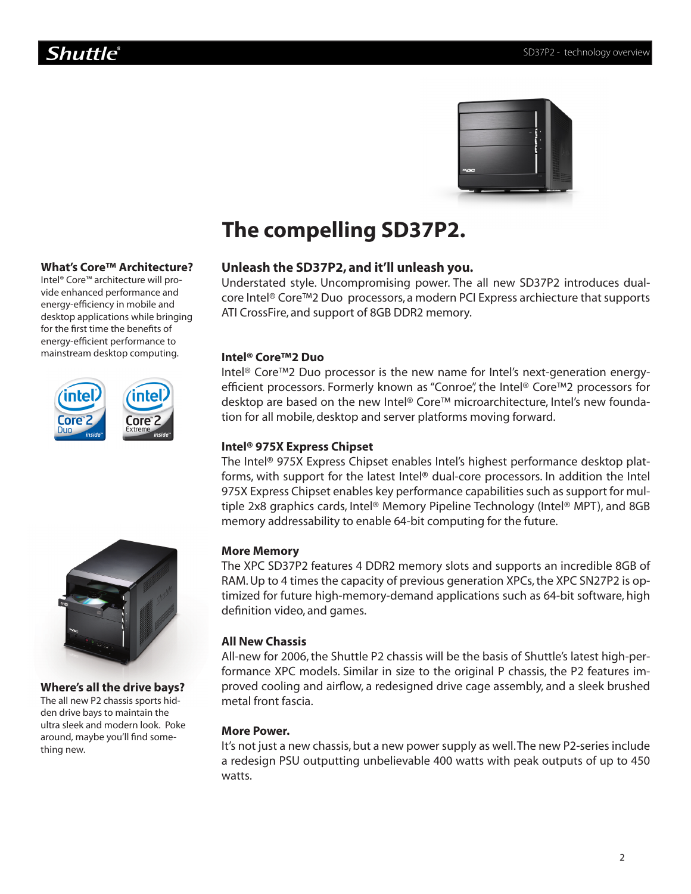# The compelling SD37P2.

### What's Core™ Architecture?

Intel® Core™ architecture will provide enhanced performance and energy-efficiency in mobile and desktop applications while bringing for the first time the benefits of energy-efficient performance to mainstream desktop computing.

### Where's all the drive bays?

The all new P2 chassis sports hidden drive bays to maintain the ultra sleek and modern look. Poke around, maybe you'll find something new.

## Unleash the SD37P2, and it'll unleash you.

Understated style. Uncompromising power. The all new SD37P2 introduces dual-core Intel® Core™2 Duo processors, a modern PCI Express archiecture that supports ATI CrossFire, and support of 8GB DDR2 memory.

### Intel® Core™2 Duo

Intel® Core™2 Duo processor is the new name for Intel's next-generation energy-efficient processors. Formerly known as "Conroe", the Intel® Core™2 processors for desktop are based on the new Intel® Core™ microarchitecture, Intel's new foundation for all mobile, desktop and server platforms moving forward.

### Intel® 975X Express Chipset

The Intel® 975X Express Chipset enables Intel's highest performance desktop platforms, with support for the latest Intel® dual-core processors. In addition the Intel 975X Express Chipset enables key performance capabilities such as support for multiple 2x8 graphics cards, Intel® Memory Pipeline Technology (Intel® MPT), and 8GB memory addressability to enable 64-bit computing for the future.

### More Memory

The XPC SD37P2 features 4 DDR2 memory slots and supports an incredible 8GB of RAM. Up to 4 times the capacity of previous generation XPCs, the XPC SN27P2 is optimized for future high-memory-demand applications such as 64-bit software, high definition video, and games.

### All New Chassis

All-new for 2006, the Shuttle P2 chassis will be the basis of Shuttle's latest high-performance XPC models. Similar in size to the original P chassis, the P2 features improved cooling and airflow, a redesigned drive cage assembly, and a sleek brushed metal front fascia.

### More Power.

It's not just a new chassis, but a new power supply as well. The new P2-series include a redesign PSU outputting unbelievable 400 watts with peak outputs of up to 450 watts.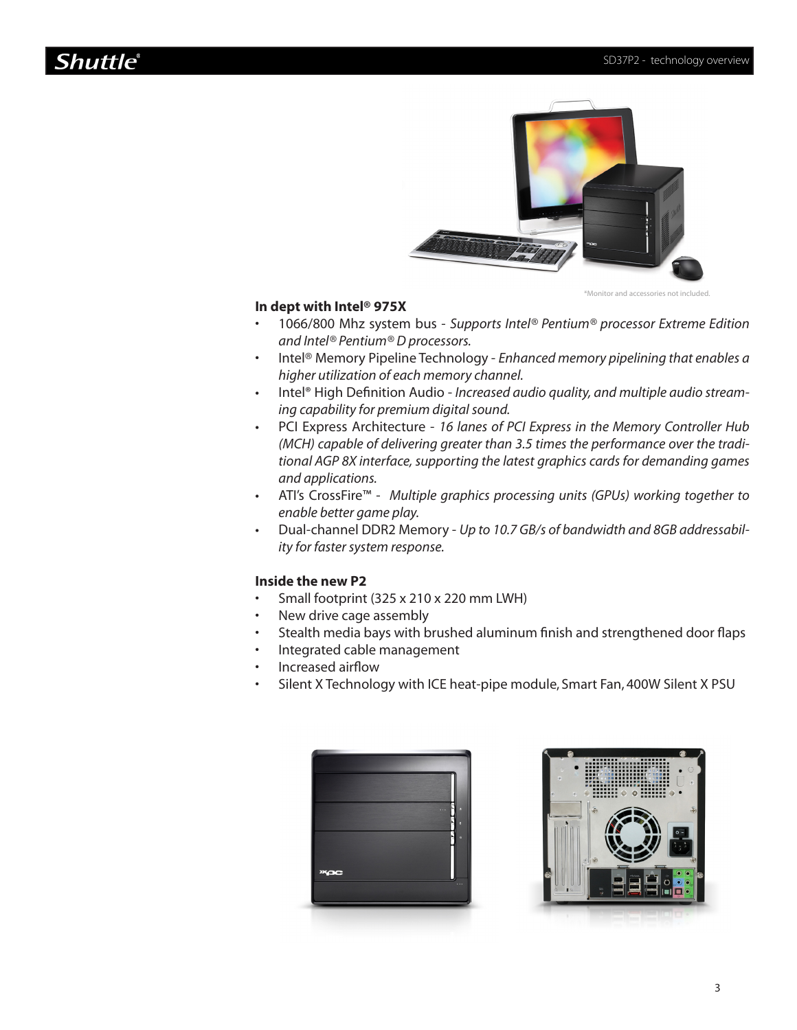*Monitor and accessories not included.

**In dept with Intel® 975X**

- 1066/800 Mhz system bus - *Supports Intel® Pentium® processor Extreme Edition and Intel® Pentium® D processors.*
- Intel® Memory Pipeline Technology - *Enhanced memory pipelining that enables a higher utilization of each memory channel.*
- Intel® High Definition Audio - *Increased audio quality, and multiple audio streaming capability for premium digital sound.*
- PCI Express Architecture - *16 lanes of PCI Express in the Memory Controller Hub (MCH) capable of delivering greater than 3.5 times the performance over the traditional AGP 8X interface, supporting the latest graphics cards for demanding games and applications.*
- ATI's CrossFire™ - *Multiple graphics processing units (GPUs) working together to enable better game play.*
- Dual-channel DDR2 Memory - *Up to 10.7 GB/s of bandwidth and 8GB addressability for faster system response.*

**Inside the new P2**

- Small footprint (325 x 210 x 220 mm LWH)
- New drive cage assembly
- Stealth media bays with brushed aluminum finish and strengthened door flaps
- Integrated cable management
- Increased airflow
- Silent X Technology with ICE heat-pipe module, Smart Fan, 400W Silent X PSU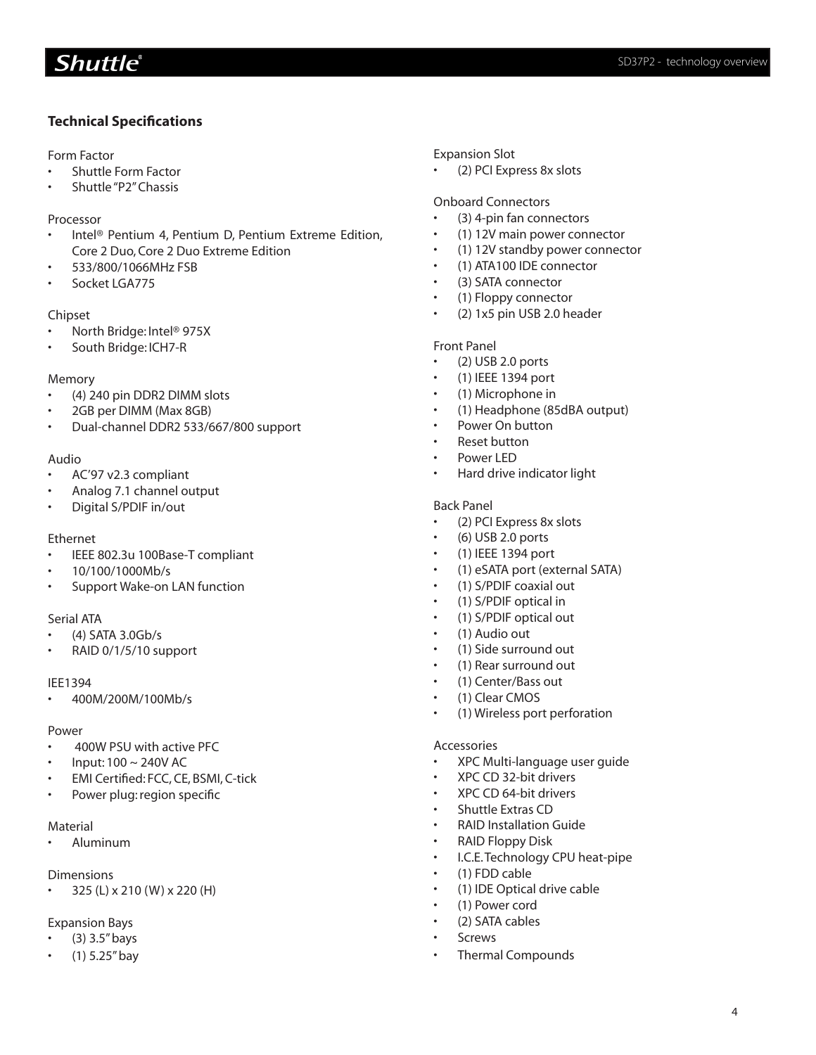## Technical Specifications

Form Factor

- Shuttle Form Factor
- Shuttle "P2" Chassis

Processor

- Intel® Pentium 4, Pentium D, Pentium Extreme Edition, Core 2 Duo, Core 2 Duo Extreme Edition
- 533/800/1066MHz FSB
- Socket LGA775

Chipset

- North Bridge: Intel® 975X
- South Bridge: ICH7-R

Memory

- (4) 240 pin DDR2 DIMM slots
- 2GB per DIMM (Max 8GB)
- Dual-channel DDR2 533/667/800 support

Audio

- AC'97 v2.3 compliant
- Analog 7.1 channel output
- Digital S/PDIF in/out

Ethernet

- IEEE 802.3u 100Base-T compliant
- 10/100/1000Mb/s
- Support Wake-on LAN function

Serial ATA

- (4) SATA 3.0Gb/s
- RAID 0/1/5/10 support

IEE1394

- 400M/200M/100Mb/s

Power

- 400W PSU with active PFC
- Input: 100 ~ 240V AC
- EMI Certified: FCC, CE, BSMI, C-tick
- Power plug: region specific

Material

- Aluminum

Dimensions

- 325 (L) x 210 (W) x 220 (H)

Expansion Bays

- (3) 3.5" bays
- (1) 5.25" bay

Expansion Slot

- (2) PCI Express 8x slots

Onboard Connectors

- (3) 4-pin fan connectors
- (1) 12V main power connector
- (1) 12V standby power connector
- (1) ATA100 IDE connector
- (3) SATA connector
- (1) Floppy connector
- (2) 1x5 pin USB 2.0 header

Front Panel

- (2) USB 2.0 ports
- (1) IEEE 1394 port
- (1) Microphone in
- (1) Headphone (85dBA output)
- Power On button
- Reset button
- Power LED
- Hard drive indicator light

Back Panel

- (2) PCI Express 8x slots
- (6) USB 2.0 ports
- (1) IEEE 1394 port
- (1) eSATA port (external SATA)
- (1) S/PDIF coaxial out
- (1) S/PDIF optical in
- (1) S/PDIF optical out
- (1) Audio out
- (1) Side surround out
- (1) Rear surround out
- (1) Center/Bass out
- (1) Clear CMOS
- (1) Wireless port perforation

Accessories

- XPC Multi-language user guide
- XPC CD 32-bit drivers
- XPC CD 64-bit drivers
- Shuttle Extras CD
- RAID Installation Guide
- RAID Floppy Disk
- I.C.E. Technology CPU heat-pipe
- (1) FDD cable
- (1) IDE Optical drive cable
- (1) Power cord
- (2) SATA cables
- Screws
- Thermal Compounds